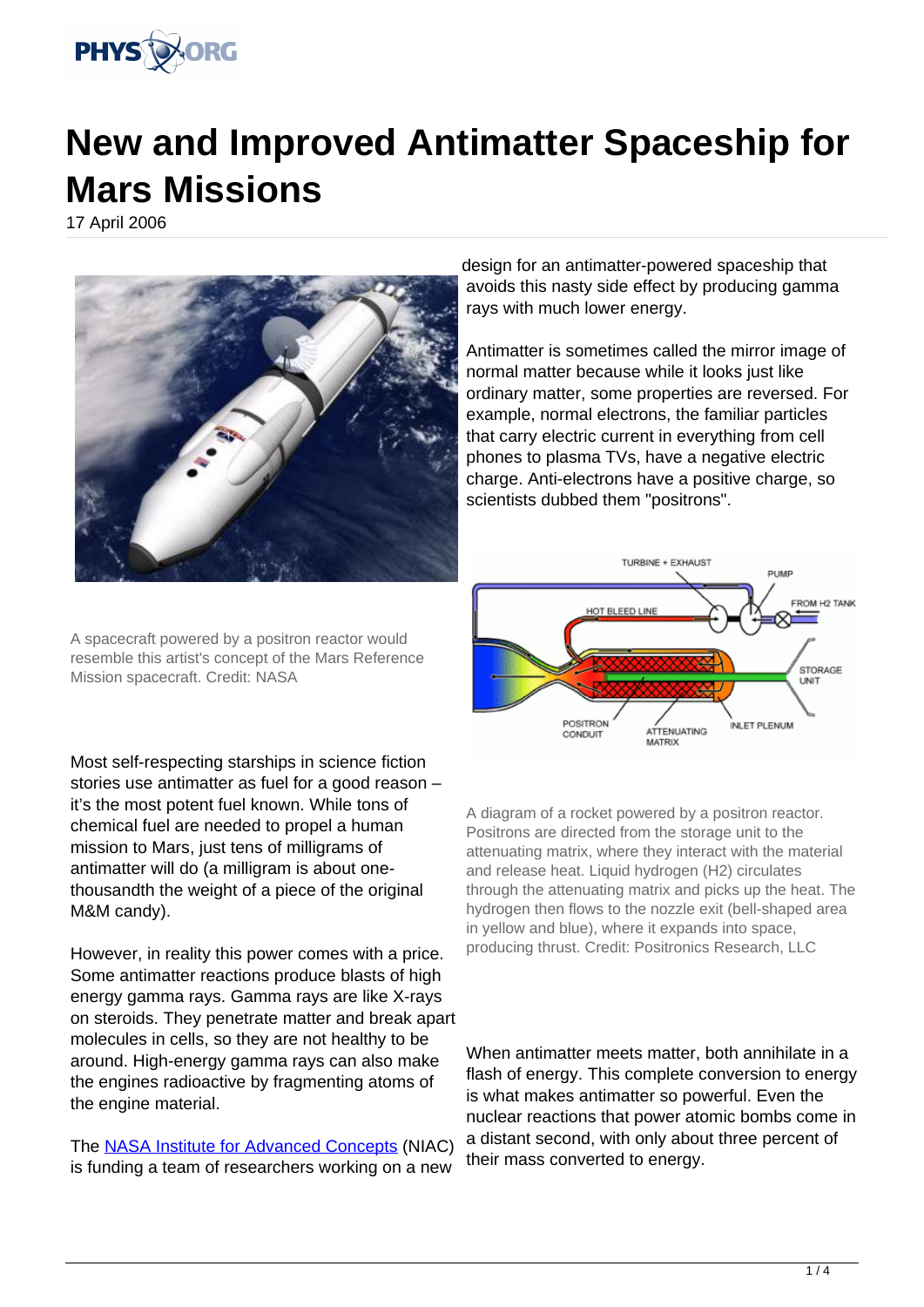# New and Improved Antimatter Spaceship for Mars Missions

17 April 2006

A spacecraft powered by a positron reactor would resemble this artist's concept of the Mars Reference Mission spacecraft. Credit: NASA

Most self-respecting starships in science fiction stories use antimatter as fuel for a good reason – it's the most potent fuel known. While tons of chemical fuel are needed to propel a human mission to Mars, just tens of milligrams of antimatter will do (a milligram is about one-thousandth the weight of a piece of the original M&M candy).

However, in reality this power comes with a price. Some antimatter reactions produce blasts of high energy gamma rays. Gamma rays are like X-rays on steroids. They penetrate matter and break apart molecules in cells, so they are not healthy to be around. High-energy gamma rays can also make the engines radioactive by fragmenting atoms of the engine material.

The NASA Institute for Advanced Concepts (NIAC) is funding a team of researchers working on a new design for an antimatter-powered spaceship that avoids this nasty side effect by producing gamma rays with much lower energy.

Antimatter is sometimes called the mirror image of normal matter because while it looks just like ordinary matter, some properties are reversed. For example, normal electrons, the familiar particles that carry electric current in everything from cell phones to plasma TVs, have a negative electric charge. Anti-electrons have a positive charge, so scientists dubbed them "positrons".

A diagram of a rocket powered by a positron reactor. Positrons are directed from the storage unit to the attenuating matrix, where they interact with the material and release heat. Liquid hydrogen ($H_2$) circulates through the attenuating matrix and picks up the heat. The hydrogen then flows to the nozzle exit (bell-shaped area in yellow and blue), where it expands into space, producing thrust. Credit: Positronics Research, LLC

When antimatter meets matter, both annihilate in a flash of energy. This complete conversion to energy is what makes antimatter so powerful. Even the nuclear reactions that power atomic bombs come in a distant second, with only about three percent of their mass converted to energy.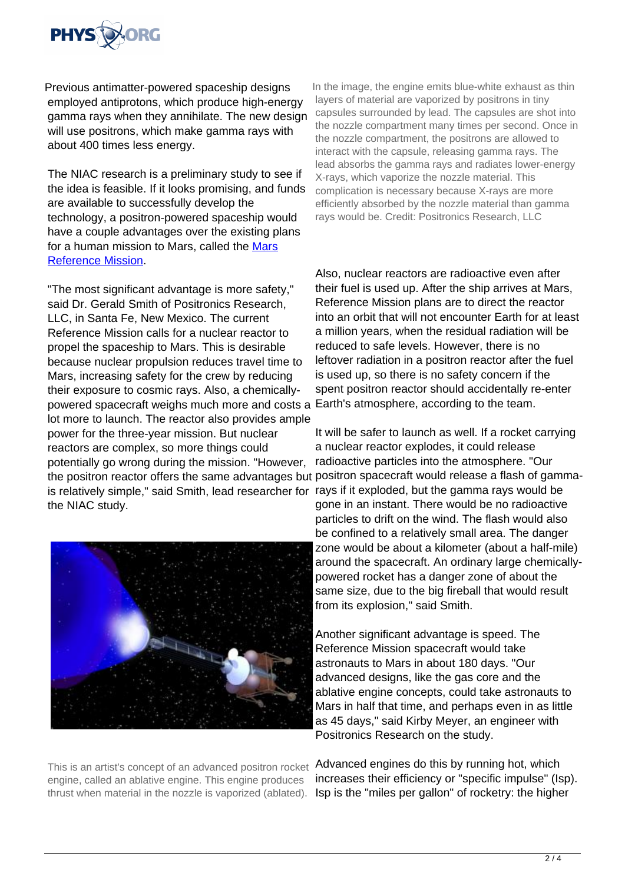Previous antimatter-powered spaceship designs employed antiprotons, which produce high-energy gamma rays when they annihilate. The new design will use positrons, which make gamma rays with about 400 times less energy.

The NIAC research is a preliminary study to see if the idea is feasible. If it looks promising, and funds are available to successfully develop the technology, a positron-powered spaceship would have a couple advantages over the existing plans for a human mission to Mars, called the Mars Reference Mission.

"The most significant advantage is more safety," said Dr. Gerald Smith of Positronics Research, LLC, in Santa Fe, New Mexico. The current Reference Mission calls for a nuclear reactor to propel the spaceship to Mars. This is desirable because nuclear propulsion reduces travel time to Mars, increasing safety for the crew by reducing their exposure to cosmic rays. Also, a chemically-powered spacecraft weighs much more and costs a lot more to launch. The reactor also provides ample power for the three-year mission. But nuclear reactors are complex, so more things could potentially go wrong during the mission. "However, the positron reactor offers the same advantages but is relatively simple," said Smith, lead researcher for the NIAC study.

This is an artist's concept of an advanced positron rocket engine, called an ablative engine. This engine produces thrust when material in the nozzle is vaporized (ablated). In the image, the engine emits blue-white exhaust as thin layers of material are vaporized by positrons in tiny capsules surrounded by lead. The capsules are shot into the nozzle compartment many times per second. Once in the nozzle compartment, the positrons are allowed to interact with the capsule, releasing gamma rays. The lead absorbs the gamma rays and radiates lower-energy X-rays, which vaporize the nozzle material. This complication is necessary because X-rays are more efficiently absorbed by the nozzle material than gamma rays would be. Credit: Positronics Research, LLC

Also, nuclear reactors are radioactive even after their fuel is used up. After the ship arrives at Mars, Reference Mission plans are to direct the reactor into an orbit that will not encounter Earth for at least a million years, when the residual radiation will be reduced to safe levels. However, there is no leftover radiation in a positron reactor after the fuel is used up, so there is no safety concern if the spent positron reactor should accidentally re-enter Earth's atmosphere, according to the team.

It will be safer to launch as well. If a rocket carrying a nuclear reactor explodes, it could release radioactive particles into the atmosphere. "Our positron spacecraft would release a flash of gamma-rays if it exploded, but the gamma rays would be gone in an instant. There would be no radioactive particles to drift on the wind. The flash would also be confined to a relatively small area. The danger zone would be about a kilometer (about a half-mile) around the spacecraft. An ordinary large chemically-powered rocket has a danger zone of about the same size, due to the big fireball that would result from its explosion," said Smith.

Another significant advantage is speed. The Reference Mission spacecraft would take astronauts to Mars in about 180 days. "Our advanced designs, like the gas core and the ablative engine concepts, could take astronauts to Mars in half that time, and perhaps even in as little as 45 days," said Kirby Meyer, an engineer with Positronics Research on the study.

Advanced engines do this by running hot, which increases their efficiency or "specific impulse" (Isp). Isp is the "miles per gallon" of rocketry: the higher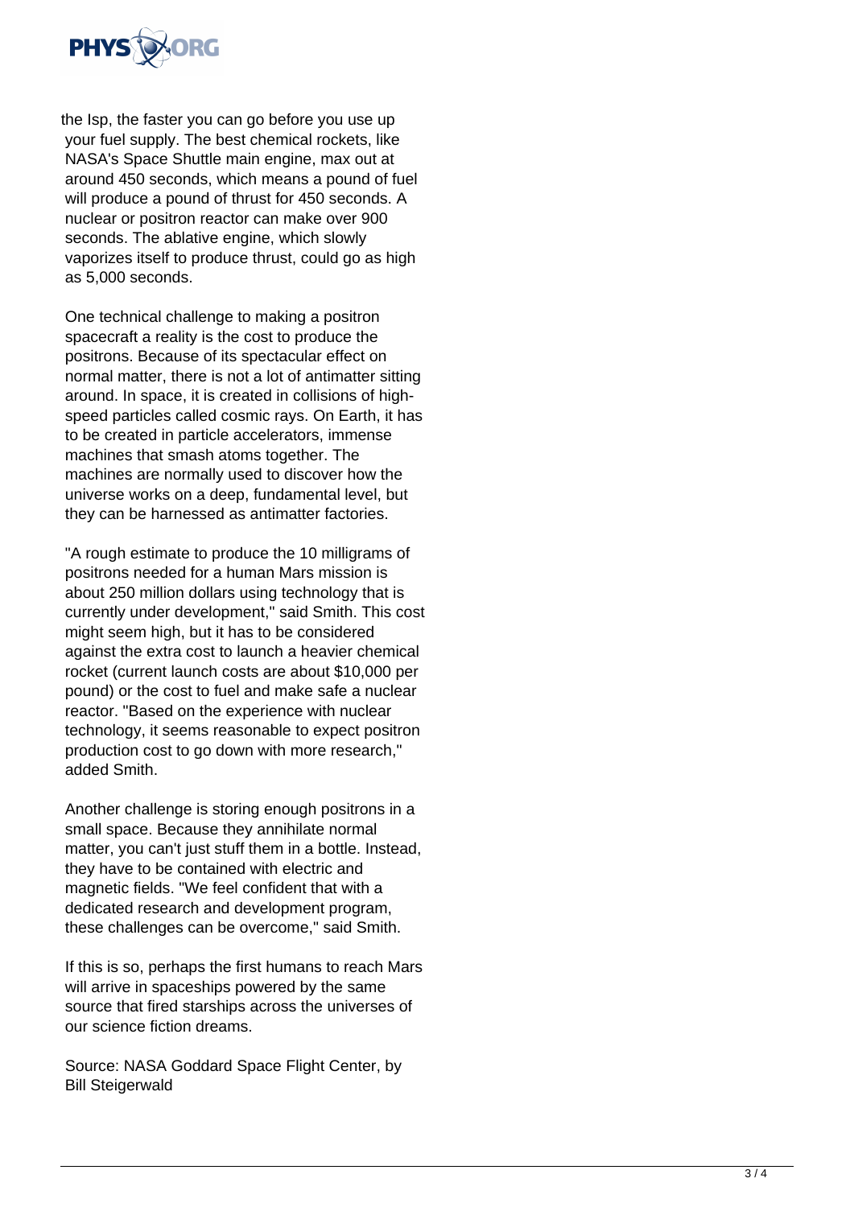the Isp, the faster you can go before you use up your fuel supply. The best chemical rockets, like NASA's Space Shuttle main engine, max out at around 450 seconds, which means a pound of fuel will produce a pound of thrust for 450 seconds. A nuclear or positron reactor can make over 900 seconds. The ablative engine, which slowly vaporizes itself to produce thrust, could go as high as 5,000 seconds.

One technical challenge to making a positron spacecraft a reality is the cost to produce the positrons. Because of its spectacular effect on normal matter, there is not a lot of antimatter sitting around. In space, it is created in collisions of high-speed particles called cosmic rays. On Earth, it has to be created in particle accelerators, immense machines that smash atoms together. The machines are normally used to discover how the universe works on a deep, fundamental level, but they can be harnessed as antimatter factories.

"A rough estimate to produce the 10 milligrams of positrons needed for a human Mars mission is about 250 million dollars using technology that is currently under development," said Smith. This cost might seem high, but it has to be considered against the extra cost to launch a heavier chemical rocket (current launch costs are about $10,000 per pound) or the cost to fuel and make safe a nuclear reactor. "Based on the experience with nuclear technology, it seems reasonable to expect positron production cost to go down with more research," added Smith.

Another challenge is storing enough positrons in a small space. Because they annihilate normal matter, you can't just stuff them in a bottle. Instead, they have to be contained with electric and magnetic fields. "We feel confident that with a dedicated research and development program, these challenges can be overcome," said Smith.

If this is so, perhaps the first humans to reach Mars will arrive in spaceships powered by the same source that fired starships across the universes of our science fiction dreams.

Source: NASA Goddard Space Flight Center, by Bill Steigerwald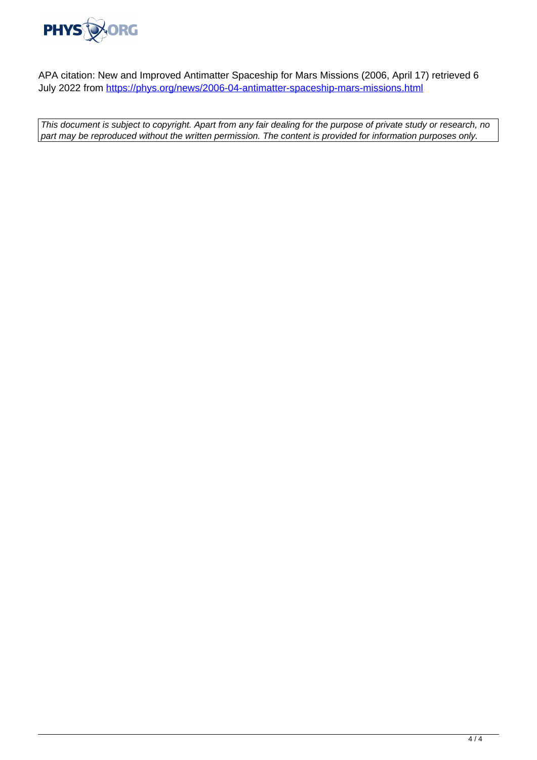APA citation: New and Improved Antimatter Spaceship for Mars Missions (2006, April 17) retrieved 6 July 2022 from https://phys.org/news/2006-04-antimatter-spaceship-mars-missions.html

*This document is subject to copyright. Apart from any fair dealing for the purpose of private study or research, no part may be reproduced without the written permission. The content is provided for information purposes only.*